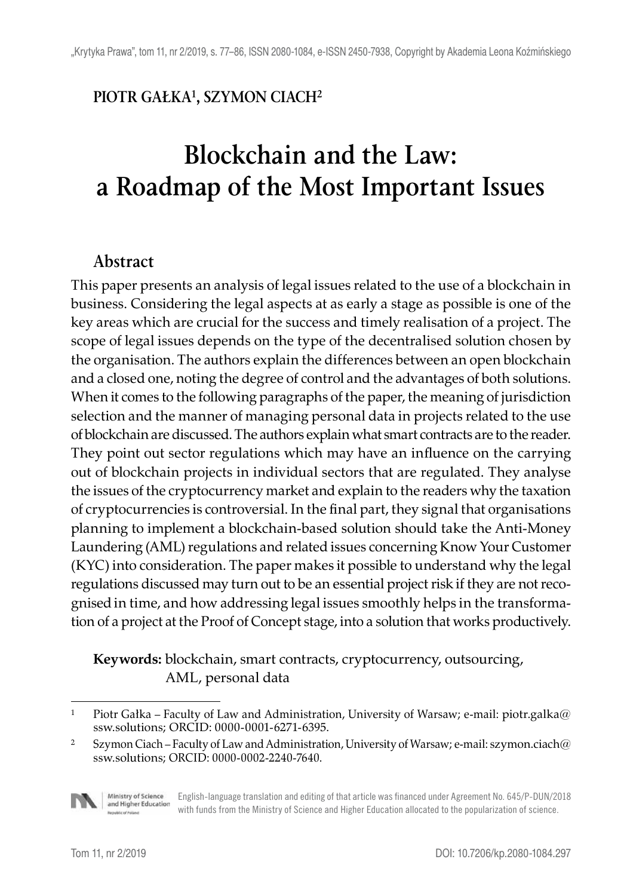**PIOTR GAŁKA[1], SZYMON CIACH[2]**

# Blockchain and the Law: a Roadmap of the Most Important Issues

## Abstract

This paper presents an analysis of legal issues related to the use of a blockchain in business. Considering the legal aspects at as early a stage as possible is one of the key areas which are crucial for the success and timely realisation of a project. The scope of legal issues depends on the type of the decentralised solution chosen by the organisation. The authors explain the differences between an open blockchain and a closed one, noting the degree of control and the advantages of both solutions. When it comes to the following paragraphs of the paper, the meaning of jurisdiction selection and the manner of managing personal data in projects related to the use of blockchain are discussed. The authors explain what smart contracts are to the reader. They point out sector regulations which may have an influence on the carrying out of blockchain projects in individual sectors that are regulated. They analyse the issues of the cryptocurrency market and explain to the readers why the taxation of cryptocurrencies is controversial. In the final part, they signal that organisations planning to implement a blockchain-based solution should take the Anti-Money Laundering (AML) regulations and related issues concerning Know Your Customer (KYC) into consideration. The paper makes it possible to understand why the legal regulations discussed may turn out to be an essential project risk if they are not recognised in time, and how addressing legal issues smoothly helps in the transformation of a project at the Proof of Concept stage, into a solution that works productively.

**Keywords:** blockchain, smart contracts, cryptocurrency, outsourcing, AML, personal data

---

[1] Piotr Gałka – Faculty of Law and Administration, University of Warsaw; e-mail: piotr.galka@ssw.solutions; ORCID: 0000-0001-6271-6395.

[2] Szymon Ciach – Faculty of Law and Administration, University of Warsaw; e-mail: szymon.ciach@ssw.solutions; ORCID: 0000-0002-2240-7640.

English-language translation and editing of that article was financed under Agreement No. 645/P-DUN/2018 with funds from the Ministry of Science and Higher Education allocated to the popularization of science.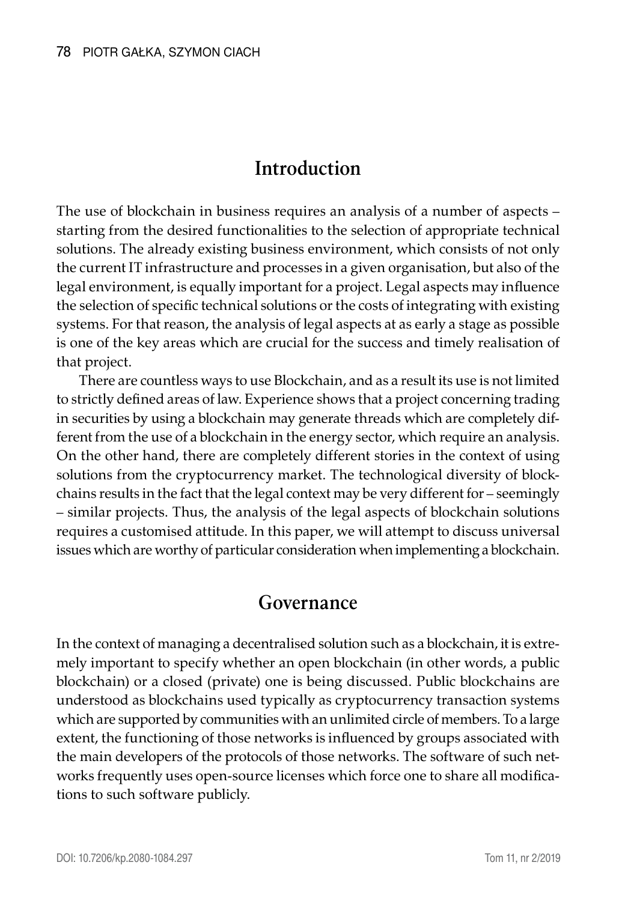## Introduction

The use of blockchain in business requires an analysis of a number of aspects – starting from the desired functionalities to the selection of appropriate technical solutions. The already existing business environment, which consists of not only the current IT infrastructure and processes in a given organisation, but also of the legal environment, is equally important for a project. Legal aspects may influence the selection of specific technical solutions or the costs of integrating with existing systems. For that reason, the analysis of legal aspects at as early a stage as possible is one of the key areas which are crucial for the success and timely realisation of that project.

There are countless ways to use Blockchain, and as a result its use is not limited to strictly defined areas of law. Experience shows that a project concerning trading in securities by using a blockchain may generate threads which are completely different from the use of a blockchain in the energy sector, which require an analysis. On the other hand, there are completely different stories in the context of using solutions from the cryptocurrency market. The technological diversity of blockchains results in the fact that the legal context may be very different for – seemingly – similar projects. Thus, the analysis of the legal aspects of blockchain solutions requires a customised attitude. In this paper, we will attempt to discuss universal issues which are worthy of particular consideration when implementing a blockchain.

## Governance

In the context of managing a decentralised solution such as a blockchain, it is extremely important to specify whether an open blockchain (in other words, a public blockchain) or a closed (private) one is being discussed. Public blockchains are understood as blockchains used typically as cryptocurrency transaction systems which are supported by communities with an unlimited circle of members. To a large extent, the functioning of those networks is influenced by groups associated with the main developers of the protocols of those networks. The software of such networks frequently uses open-source licenses which force one to share all modifications to such software publicly.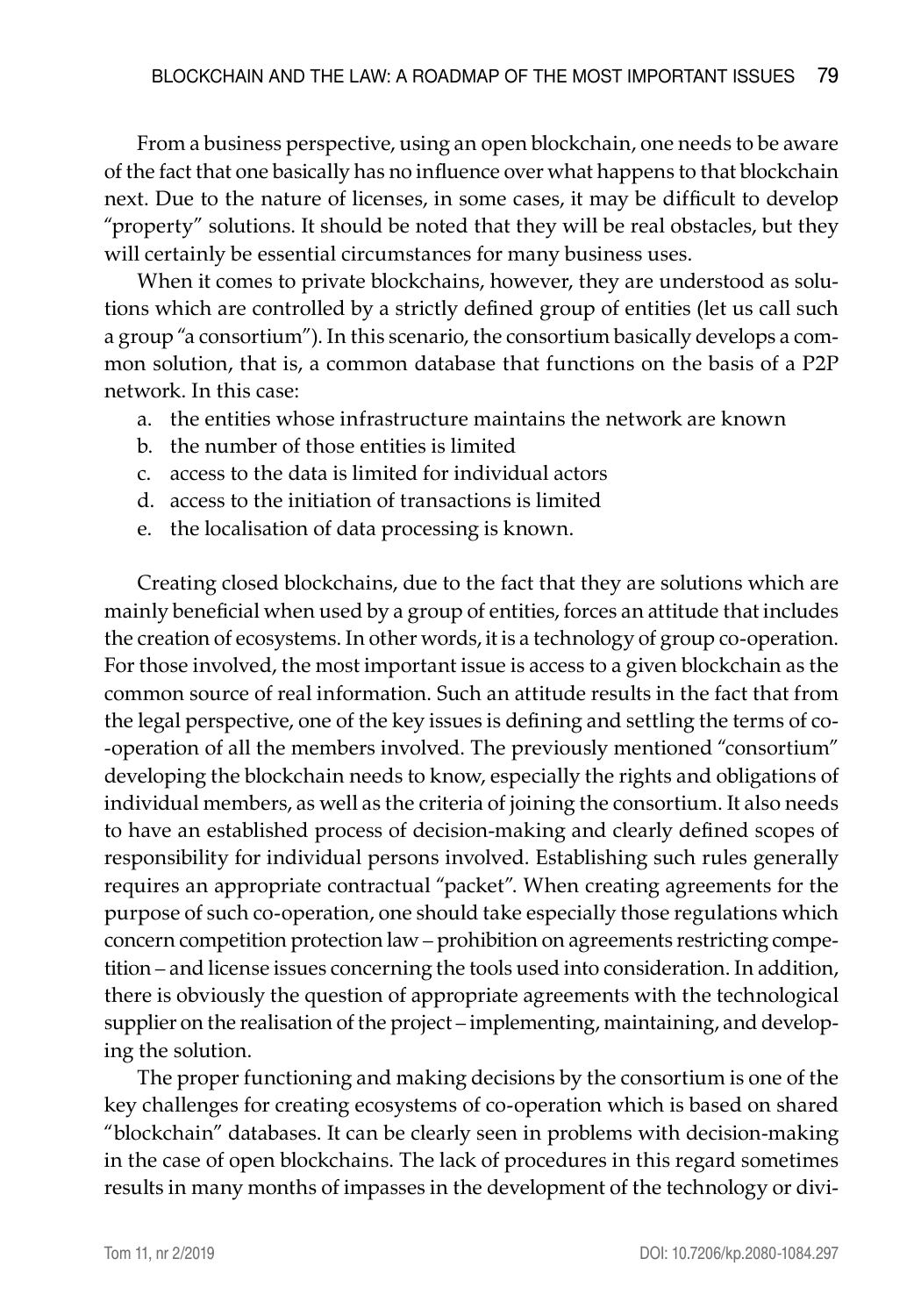From a business perspective, using an open blockchain, one needs to be aware of the fact that one basically has no influence over what happens to that blockchain next. Due to the nature of licenses, in some cases, it may be difficult to develop "property" solutions. It should be noted that they will be real obstacles, but they will certainly be essential circumstances for many business uses.

When it comes to private blockchains, however, they are understood as solutions which are controlled by a strictly defined group of entities (let us call such a group "a consortium"). In this scenario, the consortium basically develops a common solution, that is, a common database that functions on the basis of a P2P network. In this case:

a. the entities whose infrastructure maintains the network are known
b. the number of those entities is limited
c. access to the data is limited for individual actors
d. access to the initiation of transactions is limited
e. the localisation of data processing is known.

Creating closed blockchains, due to the fact that they are solutions which are mainly beneficial when used by a group of entities, forces an attitude that includes the creation of ecosystems. In other words, it is a technology of group co-operation. For those involved, the most important issue is access to a given blockchain as the common source of real information. Such an attitude results in the fact that from the legal perspective, one of the key issues is defining and settling the terms of co-operation of all the members involved. The previously mentioned "consortium" developing the blockchain needs to know, especially the rights and obligations of individual members, as well as the criteria of joining the consortium. It also needs to have an established process of decision-making and clearly defined scopes of responsibility for individual persons involved. Establishing such rules generally requires an appropriate contractual "packet". When creating agreements for the purpose of such co-operation, one should take especially those regulations which concern competition protection law – prohibition on agreements restricting competition – and license issues concerning the tools used into consideration. In addition, there is obviously the question of appropriate agreements with the technological supplier on the realisation of the project – implementing, maintaining, and developing the solution.

The proper functioning and making decisions by the consortium is one of the key challenges for creating ecosystems of co-operation which is based on shared "blockchain" databases. It can be clearly seen in problems with decision-making in the case of open blockchains. The lack of procedures in this regard sometimes results in many months of impasses in the development of the technology or divi-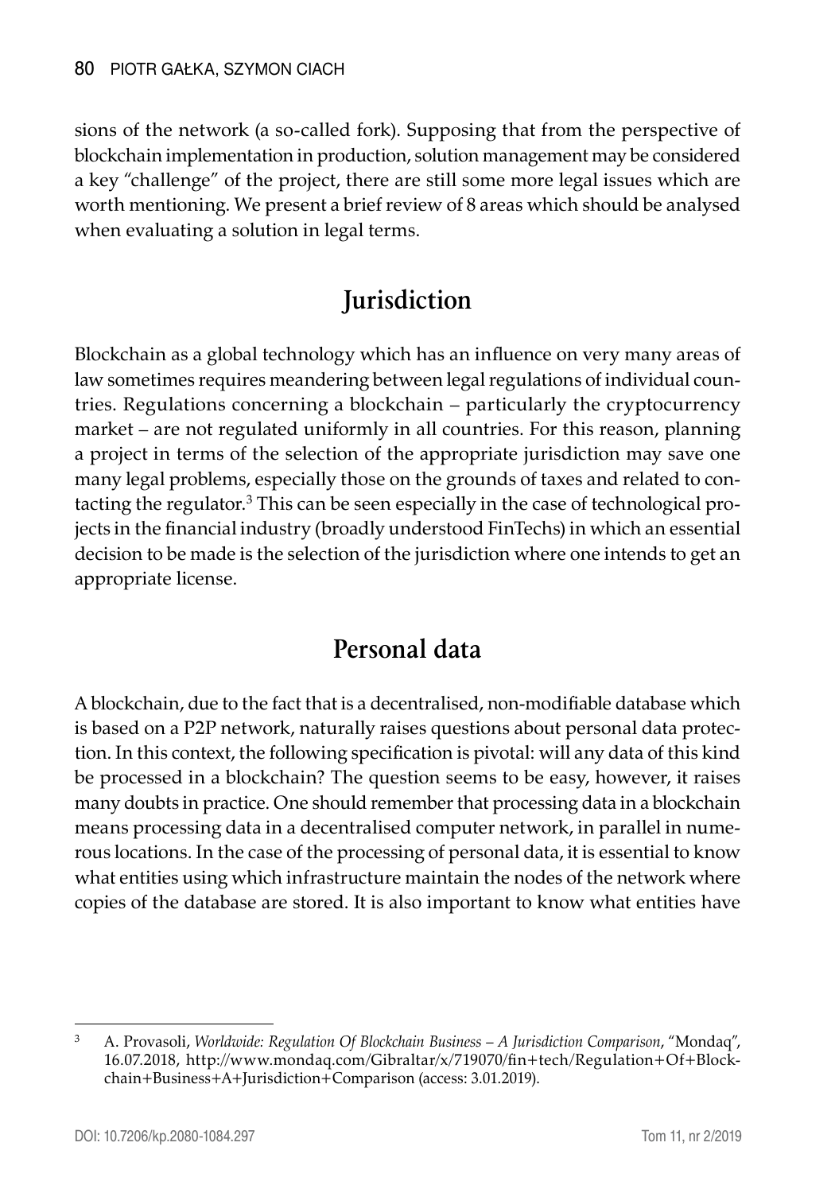sions of the network (a so-called fork). Supposing that from the perspective of blockchain implementation in production, solution management may be considered a key "challenge" of the project, there are still some more legal issues which are worth mentioning. We present a brief review of 8 areas which should be analysed when evaluating a solution in legal terms.

## Jurisdiction

Blockchain as a global technology which has an influence on very many areas of law sometimes requires meandering between legal regulations of individual countries. Regulations concerning a blockchain – particularly the cryptocurrency market – are not regulated uniformly in all countries. For this reason, planning a project in terms of the selection of the appropriate jurisdiction may save one many legal problems, especially those on the grounds of taxes and related to contacting the regulator.[3] This can be seen especially in the case of technological projects in the financial industry (broadly understood FinTechs) in which an essential decision to be made is the selection of the jurisdiction where one intends to get an appropriate license.

## Personal data

A blockchain, due to the fact that is a decentralised, non-modifiable database which is based on a P2P network, naturally raises questions about personal data protection. In this context, the following specification is pivotal: will any data of this kind be processed in a blockchain? The question seems to be easy, however, it raises many doubts in practice. One should remember that processing data in a blockchain means processing data in a decentralised computer network, in parallel in numerous locations. In the case of the processing of personal data, it is essential to know what entities using which infrastructure maintain the nodes of the network where copies of the database are stored. It is also important to know what entities have

---

[3] A. Provasoli, *Worldwide: Regulation Of Blockchain Business – A Jurisdiction Comparison*, "Mondaq", 16.07.2018, http://www.mondaq.com/Gibraltar/x/719070/fin+tech/Regulation+Of+Blockchain+Business+A+Jurisdiction+Comparison (access: 3.01.2019).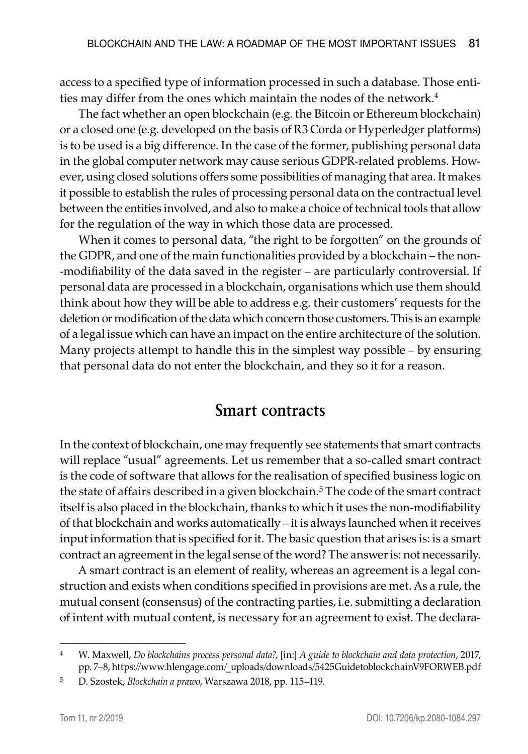access to a specified type of information processed in such a database. Those entities may differ from the ones which maintain the nodes of the network.[4]

The fact whether an open blockchain (e.g. the Bitcoin or Ethereum blockchain) or a closed one (e.g. developed on the basis of R3 Corda or Hyperledger platforms) is to be used is a big difference. In the case of the former, publishing personal data in the global computer network may cause serious GDPR-related problems. However, using closed solutions offers some possibilities of managing that area. It makes it possible to establish the rules of processing personal data on the contractual level between the entities involved, and also to make a choice of technical tools that allow for the regulation of the way in which those data are processed.

When it comes to personal data, "the right to be forgotten" on the grounds of the GDPR, and one of the main functionalities provided by a blockchain – the non-modifiability of the data saved in the register – are particularly controversial. If personal data are processed in a blockchain, organisations which use them should think about how they will be able to address e.g. their customers' requests for the deletion or modification of the data which concern those customers. This is an example of a legal issue which can have an impact on the entire architecture of the solution. Many projects attempt to handle this in the simplest way possible – by ensuring that personal data do not enter the blockchain, and they so it for a reason.

## Smart contracts

In the context of blockchain, one may frequently see statements that smart contracts will replace "usual" agreements. Let us remember that a so-called smart contract is the code of software that allows for the realisation of specified business logic on the state of affairs described in a given blockchain.[5] The code of the smart contract itself is also placed in the blockchain, thanks to which it uses the non-modifiability of that blockchain and works automatically – it is always launched when it receives input information that is specified for it. The basic question that arises is: is a smart contract an agreement in the legal sense of the word? The answer is: not necessarily.

A smart contract is an element of reality, whereas an agreement is a legal construction and exists when conditions specified in provisions are met. As a rule, the mutual consent (consensus) of the contracting parties, i.e. submitting a declaration of intent with mutual content, is necessary for an agreement to exist. The declara-

---

[4] W. Maxwell, *Do blockchains process personal data?*, [in:] *A guide to blockchain and data protection*, 2017, pp. 7–8, https://www.hlengage.com/_uploads/downloads/5425GuidetoblockchainV9FORWEB.pdf

[5] D. Szostek, *Blockchain a prawo*, Warszawa 2018, pp. 115–119.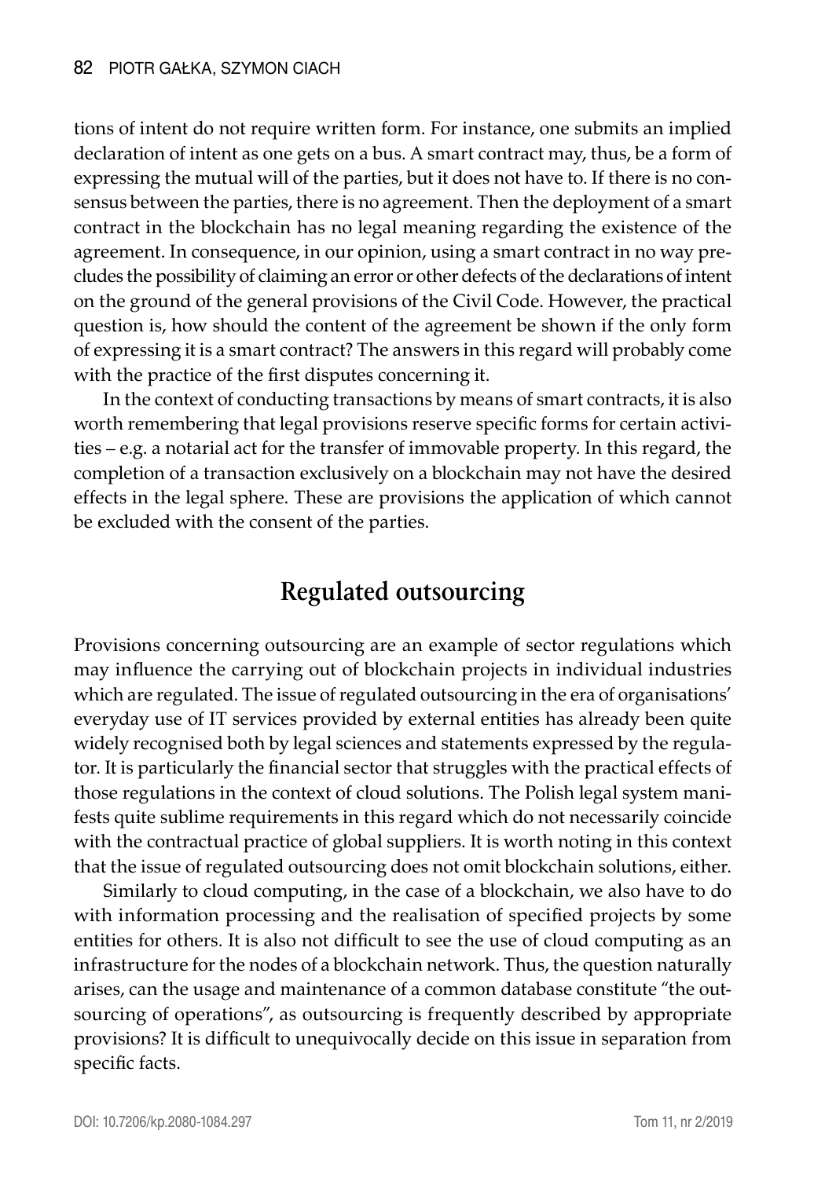tions of intent do not require written form. For instance, one submits an implied declaration of intent as one gets on a bus. A smart contract may, thus, be a form of expressing the mutual will of the parties, but it does not have to. If there is no consensus between the parties, there is no agreement. Then the deployment of a smart contract in the blockchain has no legal meaning regarding the existence of the agreement. In consequence, in our opinion, using a smart contract in no way precludes the possibility of claiming an error or other defects of the declarations of intent on the ground of the general provisions of the Civil Code. However, the practical question is, how should the content of the agreement be shown if the only form of expressing it is a smart contract? The answers in this regard will probably come with the practice of the first disputes concerning it.

In the context of conducting transactions by means of smart contracts, it is also worth remembering that legal provisions reserve specific forms for certain activities – e.g. a notarial act for the transfer of immovable property. In this regard, the completion of a transaction exclusively on a blockchain may not have the desired effects in the legal sphere. These are provisions the application of which cannot be excluded with the consent of the parties.

## Regulated outsourcing

Provisions concerning outsourcing are an example of sector regulations which may influence the carrying out of blockchain projects in individual industries which are regulated. The issue of regulated outsourcing in the era of organisations' everyday use of IT services provided by external entities has already been quite widely recognised both by legal sciences and statements expressed by the regulator. It is particularly the financial sector that struggles with the practical effects of those regulations in the context of cloud solutions. The Polish legal system manifests quite sublime requirements in this regard which do not necessarily coincide with the contractual practice of global suppliers. It is worth noting in this context that the issue of regulated outsourcing does not omit blockchain solutions, either.

Similarly to cloud computing, in the case of a blockchain, we also have to do with information processing and the realisation of specified projects by some entities for others. It is also not difficult to see the use of cloud computing as an infrastructure for the nodes of a blockchain network. Thus, the question naturally arises, can the usage and maintenance of a common database constitute "the outsourcing of operations", as outsourcing is frequently described by appropriate provisions? It is difficult to unequivocally decide on this issue in separation from specific facts.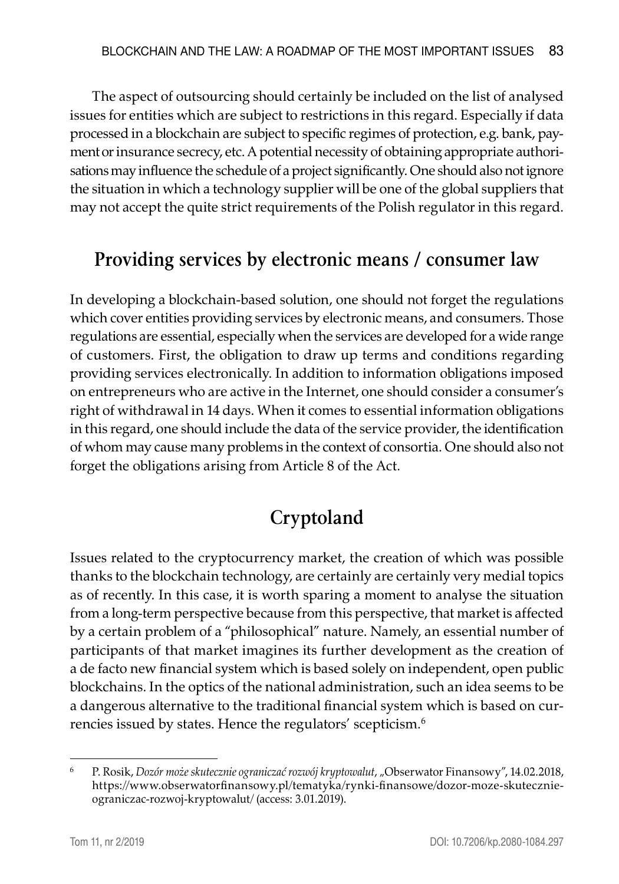The aspect of outsourcing should certainly be included on the list of analysed issues for entities which are subject to restrictions in this regard. Especially if data processed in a blockchain are subject to specific regimes of protection, e.g. bank, payment or insurance secrecy, etc. A potential necessity of obtaining appropriate authorisations may influence the schedule of a project significantly. One should also not ignore the situation in which a technology supplier will be one of the global suppliers that may not accept the quite strict requirements of the Polish regulator in this regard.

## Providing services by electronic means / consumer law

In developing a blockchain-based solution, one should not forget the regulations which cover entities providing services by electronic means, and consumers. Those regulations are essential, especially when the services are developed for a wide range of customers. First, the obligation to draw up terms and conditions regarding providing services electronically. In addition to information obligations imposed on entrepreneurs who are active in the Internet, one should consider a consumer's right of withdrawal in 14 days. When it comes to essential information obligations in this regard, one should include the data of the service provider, the identification of whom may cause many problems in the context of consortia. One should also not forget the obligations arising from Article 8 of the Act.

## Cryptoland

Issues related to the cryptocurrency market, the creation of which was possible thanks to the blockchain technology, are certainly are certainly very medial topics as of recently. In this case, it is worth sparing a moment to analyse the situation from a long-term perspective because from this perspective, that market is affected by a certain problem of a "philosophical" nature. Namely, an essential number of participants of that market imagines its further development as the creation of a de facto new financial system which is based solely on independent, open public blockchains. In the optics of the national administration, such an idea seems to be a dangerous alternative to the traditional financial system which is based on currencies issued by states. Hence the regulators' scepticism.[6]

---

[6] P. Rosik, *Dozór może skutecznie ograniczać rozwój kryptowalut*, „Obserwator Finansowy", 14.02.2018, https://www.obserwatorfinansowy.pl/tematyka/rynki-finansowe/dozor-moze-skutecznie-ograniczac-rozwoj-kryptowalut/ (access: 3.01.2019).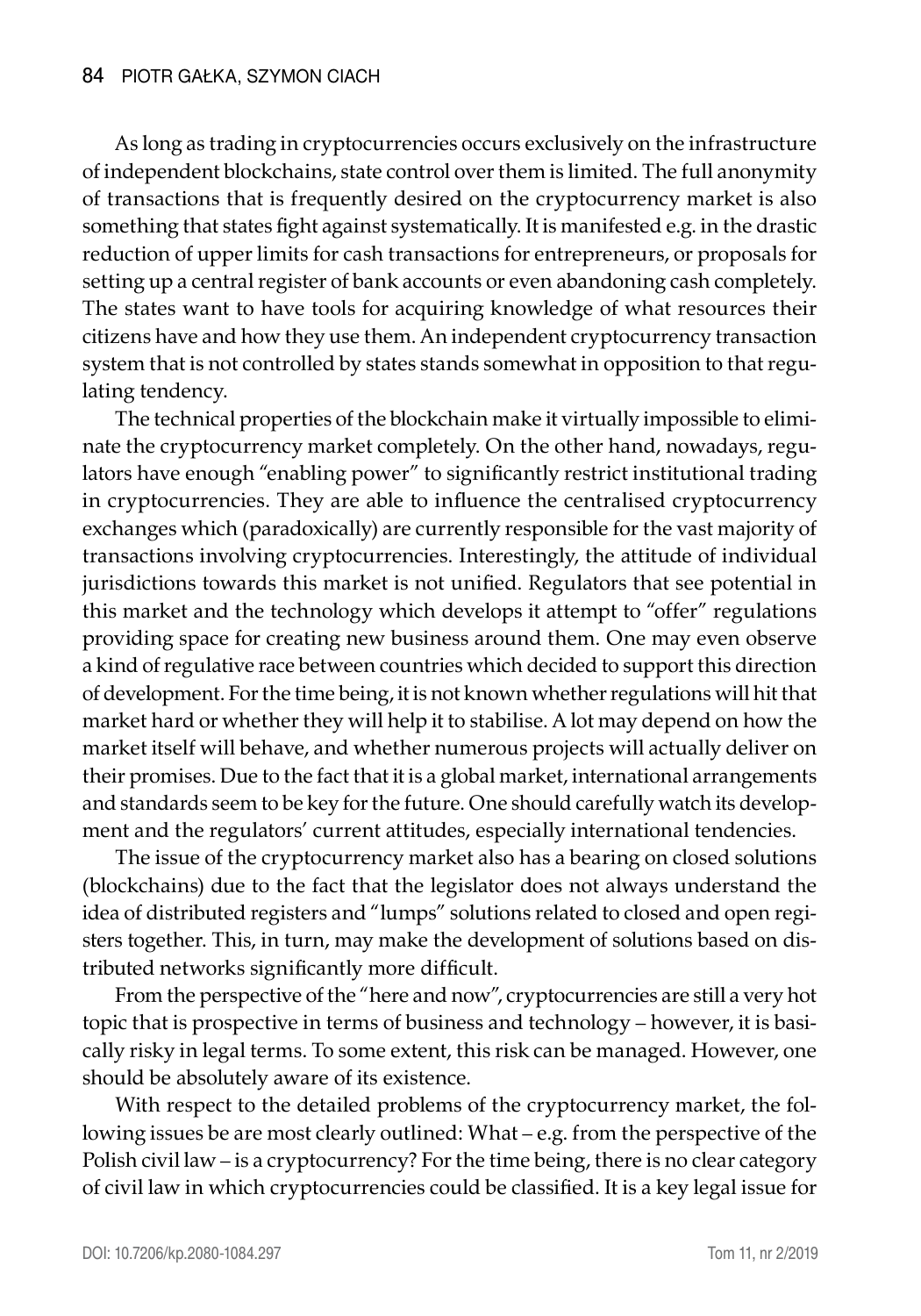As long as trading in cryptocurrencies occurs exclusively on the infrastructure of independent blockchains, state control over them is limited. The full anonymity of transactions that is frequently desired on the cryptocurrency market is also something that states fight against systematically. It is manifested e.g. in the drastic reduction of upper limits for cash transactions for entrepreneurs, or proposals for setting up a central register of bank accounts or even abandoning cash completely. The states want to have tools for acquiring knowledge of what resources their citizens have and how they use them. An independent cryptocurrency transaction system that is not controlled by states stands somewhat in opposition to that regulating tendency.

The technical properties of the blockchain make it virtually impossible to eliminate the cryptocurrency market completely. On the other hand, nowadays, regulators have enough "enabling power" to significantly restrict institutional trading in cryptocurrencies. They are able to influence the centralised cryptocurrency exchanges which (paradoxically) are currently responsible for the vast majority of transactions involving cryptocurrencies. Interestingly, the attitude of individual jurisdictions towards this market is not unified. Regulators that see potential in this market and the technology which develops it attempt to "offer" regulations providing space for creating new business around them. One may even observe a kind of regulative race between countries which decided to support this direction of development. For the time being, it is not known whether regulations will hit that market hard or whether they will help it to stabilise. A lot may depend on how the market itself will behave, and whether numerous projects will actually deliver on their promises. Due to the fact that it is a global market, international arrangements and standards seem to be key for the future. One should carefully watch its development and the regulators' current attitudes, especially international tendencies.

The issue of the cryptocurrency market also has a bearing on closed solutions (blockchains) due to the fact that the legislator does not always understand the idea of distributed registers and "lumps" solutions related to closed and open registers together. This, in turn, may make the development of solutions based on distributed networks significantly more difficult.

From the perspective of the "here and now", cryptocurrencies are still a very hot topic that is prospective in terms of business and technology – however, it is basically risky in legal terms. To some extent, this risk can be managed. However, one should be absolutely aware of its existence.

With respect to the detailed problems of the cryptocurrency market, the following issues be are most clearly outlined: What – e.g. from the perspective of the Polish civil law – is a cryptocurrency? For the time being, there is no clear category of civil law in which cryptocurrencies could be classified. It is a key legal issue for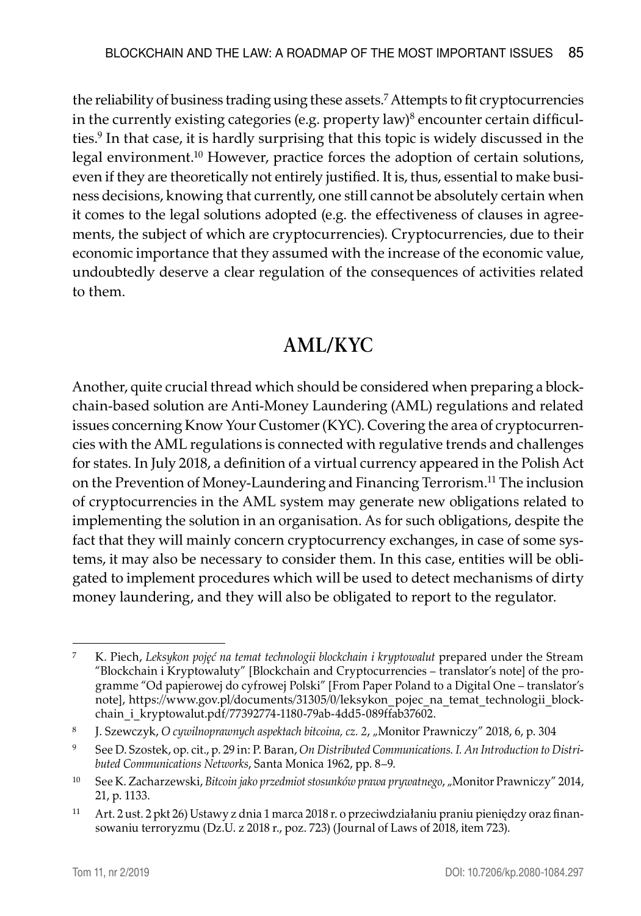the reliability of business trading using these assets.[7] Attempts to fit cryptocurrencies in the currently existing categories (e.g. property law)[8] encounter certain difficulties.[9] In that case, it is hardly surprising that this topic is widely discussed in the legal environment.[10] However, practice forces the adoption of certain solutions, even if they are theoretically not entirely justified. It is, thus, essential to make business decisions, knowing that currently, one still cannot be absolutely certain when it comes to the legal solutions adopted (e.g. the effectiveness of clauses in agreements, the subject of which are cryptocurrencies). Cryptocurrencies, due to their economic importance that they assumed with the increase of the economic value, undoubtedly deserve a clear regulation of the consequences of activities related to them.

## AML/KYC

Another, quite crucial thread which should be considered when preparing a blockchain-based solution are Anti-Money Laundering (AML) regulations and related issues concerning Know Your Customer (KYC). Covering the area of cryptocurrencies with the AML regulations is connected with regulative trends and challenges for states. In July 2018, a definition of a virtual currency appeared in the Polish Act on the Prevention of Money-Laundering and Financing Terrorism.[11] The inclusion of cryptocurrencies in the AML system may generate new obligations related to implementing the solution in an organisation. As for such obligations, despite the fact that they will mainly concern cryptocurrency exchanges, in case of some systems, it may also be necessary to consider them. In this case, entities will be obligated to implement procedures which will be used to detect mechanisms of dirty money laundering, and they will also be obligated to report to the regulator.

---

[7] K. Piech, *Leksykon pojęć na temat technologii blockchain i kryptowalut* prepared under the Stream "Blockchain i Kryptowaluty" [Blockchain and Cryptocurrencies – translator's note] of the programme "Od papierowej do cyfrowej Polski" [From Paper Poland to a Digital One – translator's note], https://www.gov.pl/documents/31305/0/leksykon_pojec_na_temat_technologii_blockchain_i_kryptowalut.pdf/77392774-1180-79ab-4dd5-089ffab37602.

[8] J. Szewczyk, *O cywilnoprawnych aspektach bitcoina, cz. 2*, „Monitor Prawniczy" 2018, 6, p. 304

[9] See D. Szostek, op. cit., p. 29 in: P. Baran, *On Distributed Communications. I. An Introduction to Distributed Communications Networks*, Santa Monica 1962, pp. 8–9.

[10] See K. Zacharzewski, *Bitcoin jako przedmiot stosunków prawa prywatnego*, „Monitor Prawniczy" 2014, 21, p. 1133.

[11] Art. 2 ust. 2 pkt 26) Ustawy z dnia 1 marca 2018 r. o przeciwdziałaniu praniu pieniędzy oraz finansowaniu terroryzmu (Dz.U. z 2018 r., poz. 723) (Journal of Laws of 2018, item 723).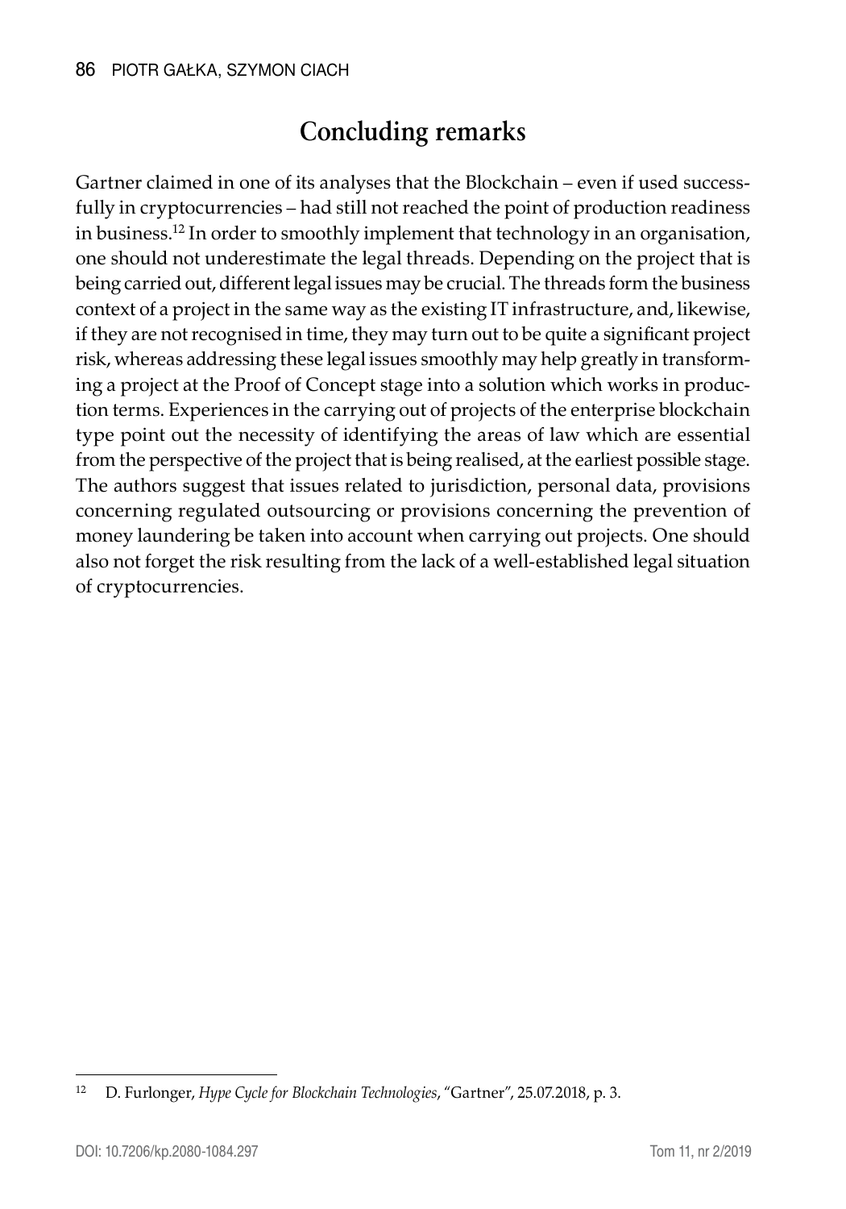## Concluding remarks

Gartner claimed in one of its analyses that the Blockchain – even if used successfully in cryptocurrencies – had still not reached the point of production readiness in business.[12] In order to smoothly implement that technology in an organisation, one should not underestimate the legal threads. Depending on the project that is being carried out, different legal issues may be crucial. The threads form the business context of a project in the same way as the existing IT infrastructure, and, likewise, if they are not recognised in time, they may turn out to be quite a significant project risk, whereas addressing these legal issues smoothly may help greatly in transforming a project at the Proof of Concept stage into a solution which works in production terms. Experiences in the carrying out of projects of the enterprise blockchain type point out the necessity of identifying the areas of law which are essential from the perspective of the project that is being realised, at the earliest possible stage. The authors suggest that issues related to jurisdiction, personal data, provisions concerning regulated outsourcing or provisions concerning the prevention of money laundering be taken into account when carrying out projects. One should also not forget the risk resulting from the lack of a well-established legal situation of cryptocurrencies.

---

[12] D. Furlonger, *Hype Cycle for Blockchain Technologies*, "Gartner", 25.07.2018, p. 3.